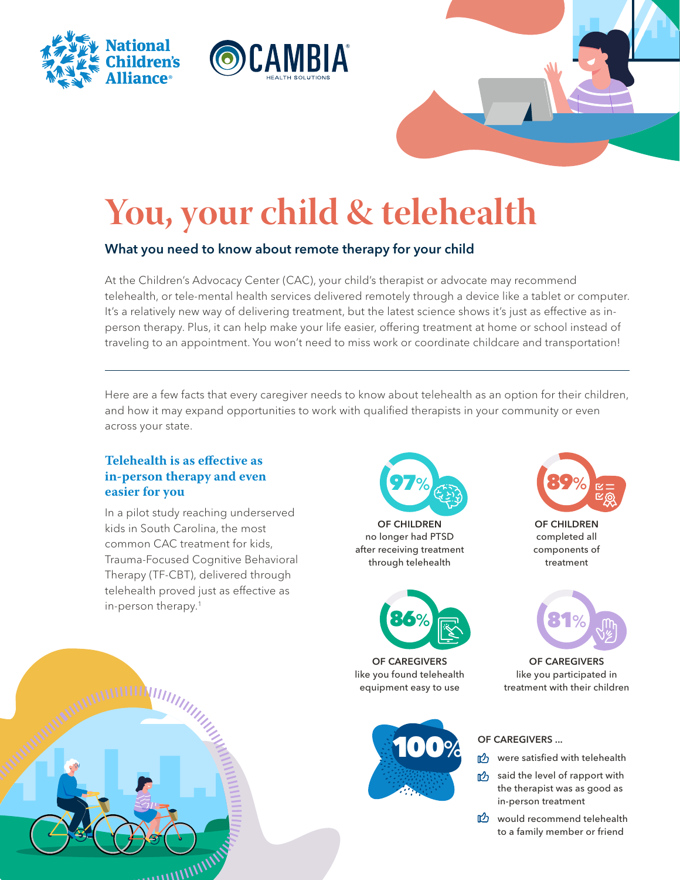National Children's Alliance® | CAMBIA® HEALTH SOLUTIONS

# You, your child & telehealth

## What you need to know about remote therapy for your child

At the Children's Advocacy Center (CAC), your child's therapist or advocate may recommend telehealth, or tele-mental health services delivered remotely through a device like a tablet or computer. It's a relatively new way of delivering treatment, but the latest science shows it's just as effective as in-person therapy. Plus, it can help make your life easier, offering treatment at home or school instead of traveling to an appointment. You won't need to miss work or coordinate childcare and transportation!

---

Here are a few facts that every caregiver needs to know about telehealth as an option for their children, and how it may expand opportunities to work with qualified therapists in your community or even across your state.

### Telehealth is as effective as in-person therapy and even easier for you

In a pilot study reaching underserved kids in South Carolina, the most common CAC treatment for kids, Trauma-Focused Cognitive Behavioral Therapy (TF-CBT), delivered through telehealth proved just as effective as in-person therapy.[1]

**97%** OF CHILDREN no longer had PTSD after receiving treatment through telehealth

**89%** OF CHILDREN completed all components of treatment

**86%** OF CAREGIVERS like you found telehealth equipment easy to use

**81%** OF CAREGIVERS like you participated in treatment with their children

**100%** OF CAREGIVERS ...

- were satisfied with telehealth
- said the level of rapport with the therapist was as good as in-person treatment
- would recommend telehealth to a family member or friend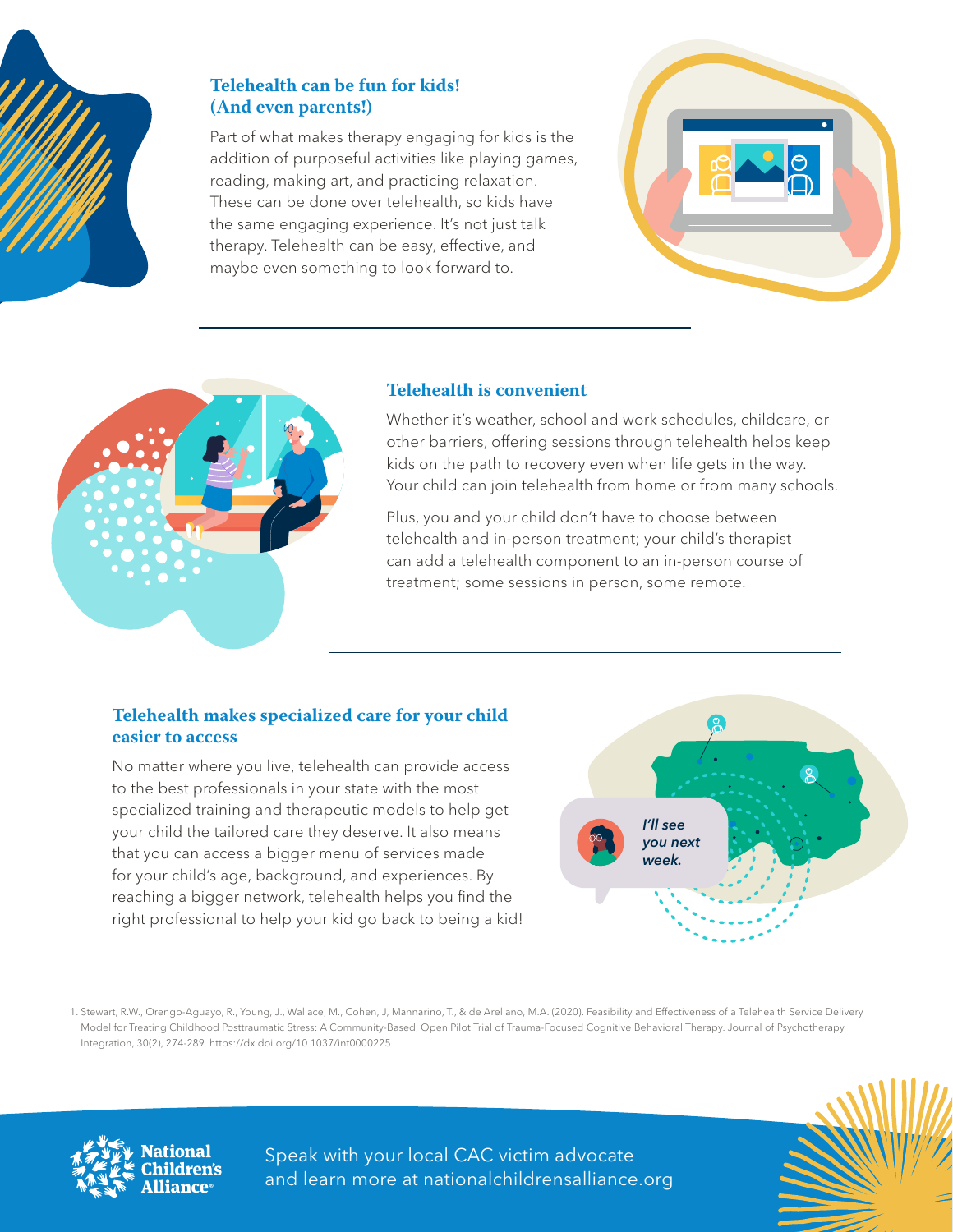## Telehealth can be fun for kids! (And even parents!)

Part of what makes therapy engaging for kids is the addition of purposeful activities like playing games, reading, making art, and practicing relaxation. These can be done over telehealth, so kids have the same engaging experience. It's not just talk therapy. Telehealth can be easy, effective, and maybe even something to look forward to.

## Telehealth is convenient

Whether it's weather, school and work schedules, childcare, or other barriers, offering sessions through telehealth helps keep kids on the path to recovery even when life gets in the way. Your child can join telehealth from home or from many schools.

Plus, you and your child don't have to choose between telehealth and in-person treatment; your child's therapist can add a telehealth component to an in-person course of treatment; some sessions in person, some remote.

## Telehealth makes specialized care for your child easier to access

No matter where you live, telehealth can provide access to the best professionals in your state with the most specialized training and therapeutic models to help get your child the tailored care they deserve. It also means that you can access a bigger menu of services made for your child's age, background, and experiences. By reaching a bigger network, telehealth helps you find the right professional to help your kid go back to being a kid!

1. Stewart, R.W., Orengo-Aguayo, R., Young, J., Wallace, M., Cohen, J, Mannarino, T., & de Arellano, M.A. (2020). Feasibility and Effectiveness of a Telehealth Service Delivery Model for Treating Childhood Posttraumatic Stress: A Community-Based, Open Pilot Trial of Trauma-Focused Cognitive Behavioral Therapy. Journal of Psychotherapy Integration, 30(2), 274-289. https://dx.doi.org/10.1037/int0000225

National Children's Alliance

Speak with your local CAC victim advocate and learn more at nationalchildrensalliance.org